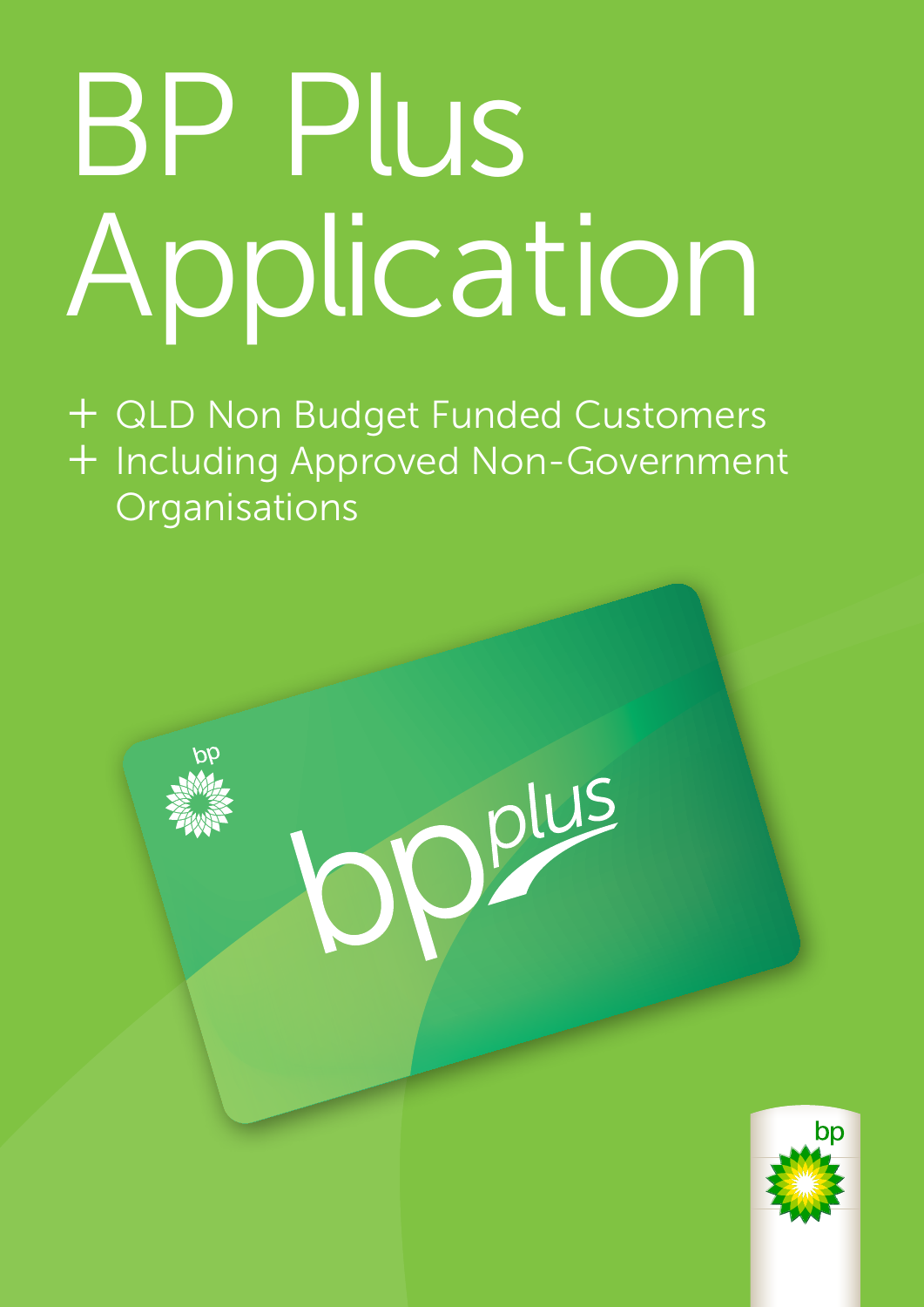# BP Plus Application

+ QLD Non Budget Funded Customers
+ Including Approved Non-Government Organisations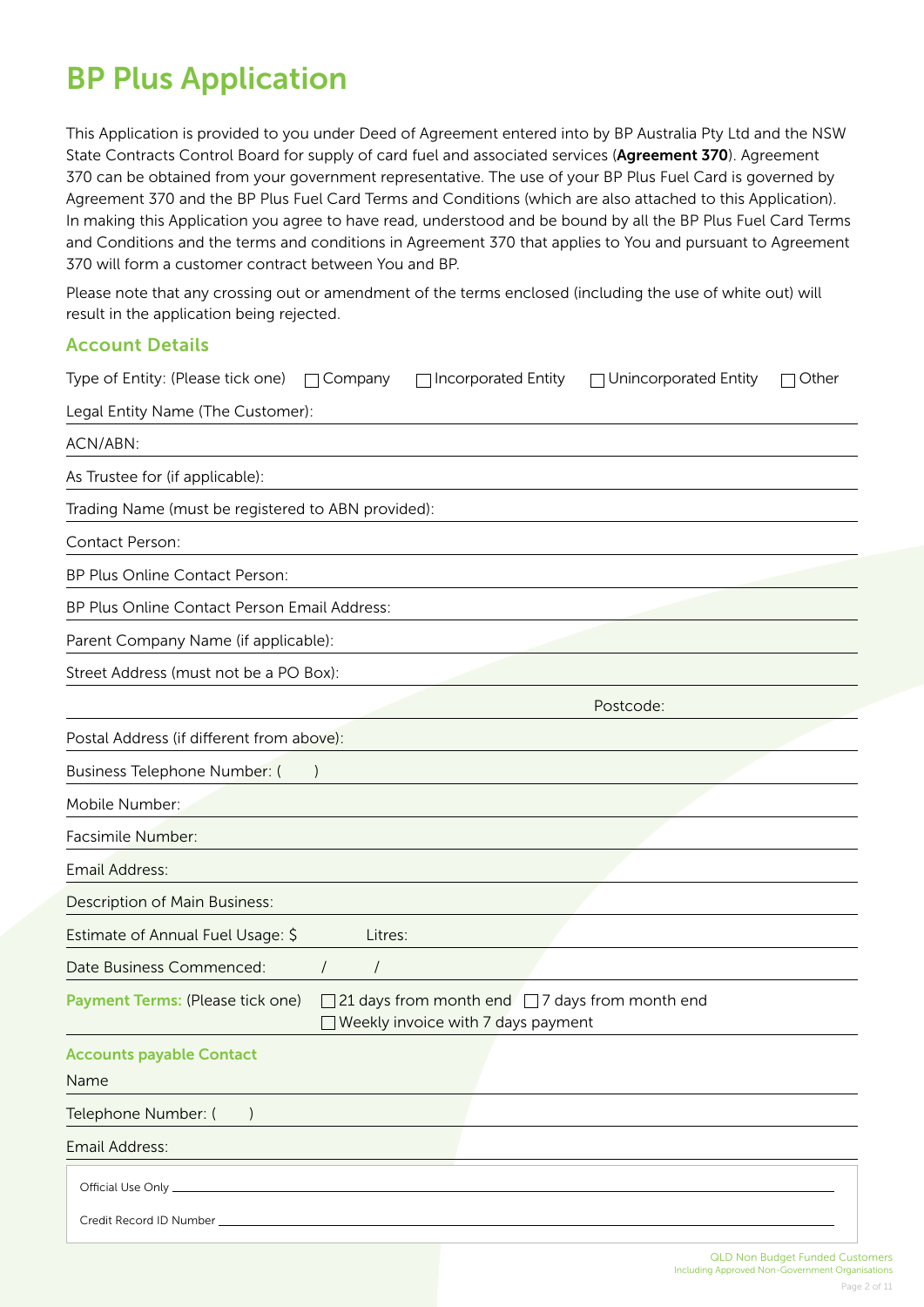# BP Plus Application

This Application is provided to you under Deed of Agreement entered into by BP Australia Pty Ltd and the NSW State Contracts Control Board for supply of card fuel and associated services (**Agreement 370**). Agreement 370 can be obtained from your government representative. The use of your BP Plus Fuel Card is governed by Agreement 370 and the BP Plus Fuel Card Terms and Conditions (which are also attached to this Application). In making this Application you agree to have read, understood and be bound by all the BP Plus Fuel Card Terms and Conditions and the terms and conditions in Agreement 370 that applies to You and pursuant to Agreement 370 will form a customer contract between You and BP.

Please note that any crossing out or amendment of the terms enclosed (including the use of white out) will result in the application being rejected.

## Account Details

Type of Entity: (Please tick one) ☐ Company ☐ Incorporated Entity ☐ Unincorporated Entity ☐ Other

Legal Entity Name (The Customer): ______________________

ACN/ABN: ______________________

As Trustee for (if applicable): ______________________

Trading Name (must be registered to ABN provided): ______________________

Contact Person: ______________________

BP Plus Online Contact Person: ______________________

BP Plus Online Contact Person Email Address: ______________________

Parent Company Name (if applicable): ______________________

Street Address (must not be a PO Box): ______________________

______________________ Postcode: __________

Postal Address (if different from above): ______________________

Business Telephone Number: (     ) ______________________

Mobile Number: ______________________

Facsimile Number: ______________________

Email Address: ______________________

Description of Main Business: ______________________

Estimate of Annual Fuel Usage: $ __________ Litres: __________

Date Business Commenced: ____ / ____ / ____

**Payment Terms:** (Please tick one) ☐ 21 days from month end ☐ 7 days from month end ☐ Weekly invoice with 7 days payment

### Accounts payable Contact

Name ______________________

Telephone Number: (     ) ______________________

Email Address: ______________________

Official Use Only ______________________

Credit Record ID Number ______________________

QLD Non Budget Funded Customers
Including Approved Non-Government Organisations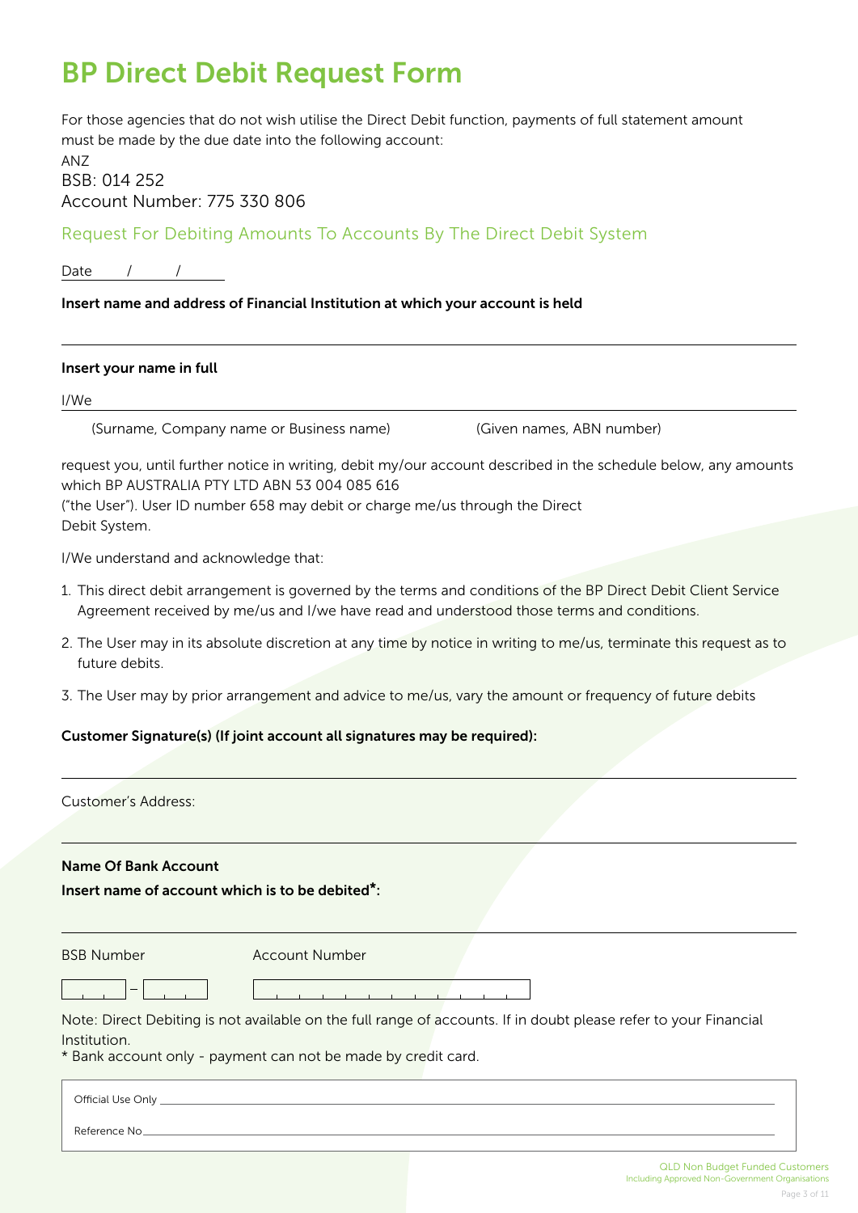# BP Direct Debit Request Form

For those agencies that do not wish utilise the Direct Debit function, payments of full statement amount must be made by the due date into the following account:

ANZ

BSB: 014 252

Account Number: 775 330 806

## Request For Debiting Amounts To Accounts By The Direct Debit System

Date ____ / ____ / ____

**Insert name and address of Financial Institution at which your account is held**

______________________________________________________________________

**Insert your name in full**

I/We ______________________________________________________________________

(Surname, Company name or Business name) (Given names, ABN number)

request you, until further notice in writing, debit my/our account described in the schedule below, any amounts which BP AUSTRALIA PTY LTD ABN 53 004 085 616 ("the User"). User ID number 658 may debit or charge me/us through the Direct Debit System.

I/We understand and acknowledge that:

1. This direct debit arrangement is governed by the terms and conditions of the BP Direct Debit Client Service Agreement received by me/us and I/we have read and understood those terms and conditions.
2. The User may in its absolute discretion at any time by notice in writing to me/us, terminate this request as to future debits.
3. The User may by prior arrangement and advice to me/us, vary the amount or frequency of future debits

**Customer Signature(s) (If joint account all signatures may be required):**

______________________________________________________________________

Customer's Address:

______________________________________________________________________

**Name Of Bank Account**

**Insert name of account which is to be debited*:**

______________________________________________________________________

BSB Number ___ – ___ Account Number _______________

Note: Direct Debiting is not available on the full range of accounts. If in doubt please refer to your Financial Institution.

* Bank account only - payment can not be made by credit card.

Official Use Only ______________________________________________________________________

Reference No ______________________________________________________________________

QLD Non Budget Funded Customers
Including Approved Non-Government Organisations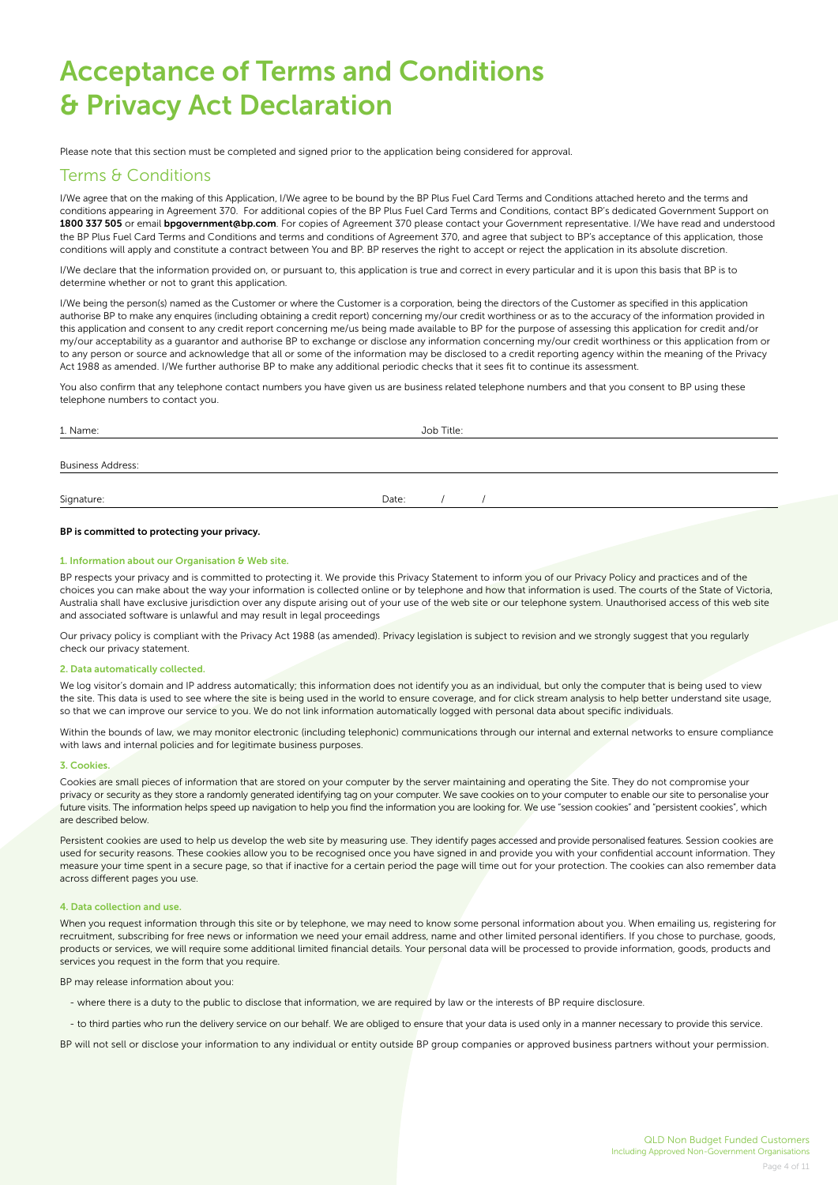# Acceptance of Terms and Conditions & Privacy Act Declaration

Please note that this section must be completed and signed prior to the application being considered for approval.

## Terms & Conditions

I/We agree that on the making of this Application, I/We agree to be bound by the BP Plus Fuel Card Terms and Conditions attached hereto and the terms and conditions appearing in Agreement 370. For additional copies of the BP Plus Fuel Card Terms and Conditions, contact BP's dedicated Government Support on **1800 337 505** or email **bpgovernment@bp.com**. For copies of Agreement 370 please contact your Government representative. I/We have read and understood the BP Plus Fuel Card Terms and Conditions and terms and conditions of Agreement 370, and agree that subject to BP's acceptance of this application, those conditions will apply and constitute a contract between You and BP. BP reserves the right to accept or reject the application in its absolute discretion.

I/We declare that the information provided on, or pursuant to, this application is true and correct in every particular and it is upon this basis that BP is to determine whether or not to grant this application.

I/We being the person(s) named as the Customer or where the Customer is a corporation, being the directors of the Customer as specified in this application authorise BP to make any enquires (including obtaining a credit report) concerning my/our credit worthiness or as to the accuracy of the information provided in this application and consent to any credit report concerning me/us being made available to BP for the purpose of assessing this application for credit and/or my/our acceptability as a guarantor and authorise BP to exchange or disclose any information concerning my/our credit worthiness or this application from or to any person or source and acknowledge that all or some of the information may be disclosed to a credit reporting agency within the meaning of the Privacy Act 1988 as amended. I/We further authorise BP to make any additional periodic checks that it sees fit to continue its assessment.

You also confirm that any telephone contact numbers you have given us are business related telephone numbers and that you consent to BP using these telephone numbers to contact you.

1. Name: ______________________ Job Title: ______________________

Business Address: ______________________

Signature: ______________________ Date: &nbsp;&nbsp;&nbsp;/&nbsp;&nbsp;&nbsp;/

**BP is committed to protecting your privacy.**

### 1. Information about our Organisation & Web site.

BP respects your privacy and is committed to protecting it. We provide this Privacy Statement to inform you of our Privacy Policy and practices and of the choices you can make about the way your information is collected online or by telephone and how that information is used. The courts of the State of Victoria, Australia shall have exclusive jurisdiction over any dispute arising out of your use of the web site or our telephone system. Unauthorised access of this web site and associated software is unlawful and may result in legal proceedings

Our privacy policy is compliant with the Privacy Act 1988 (as amended). Privacy legislation is subject to revision and we strongly suggest that you regularly check our privacy statement.

### 2. Data automatically collected.

We log visitor's domain and IP address automatically; this information does not identify you as an individual, but only the computer that is being used to view the site. This data is used to see where the site is being used in the world to ensure coverage, and for click stream analysis to help better understand site usage, so that we can improve our service to you. We do not link information automatically logged with personal data about specific individuals.

Within the bounds of law, we may monitor electronic (including telephonic) communications through our internal and external networks to ensure compliance with laws and internal policies and for legitimate business purposes.

### 3. Cookies.

Cookies are small pieces of information that are stored on your computer by the server maintaining and operating the Site. They do not compromise your privacy or security as they store a randomly generated identifying tag on your computer. We save cookies on to your computer to enable our site to personalise your future visits. The information helps speed up navigation to help you find the information you are looking for. We use "session cookies" and "persistent cookies", which are described below.

Persistent cookies are used to help us develop the web site by measuring use. They identify pages accessed and provide personalised features. Session cookies are used for security reasons. These cookies allow you to be recognised once you have signed in and provide you with your confidential account information. They measure your time spent in a secure page, so that if inactive for a certain period the page will time out for your protection. The cookies can also remember data across different pages you use.

### 4. Data collection and use.

When you request information through this site or by telephone, we may need to know some personal information about you. When emailing us, registering for recruitment, subscribing for free news or information we need your email address, name and other limited personal identifiers. If you chose to purchase, goods, products or services, we will require some additional limited financial details. Your personal data will be processed to provide information, goods, products and services you request in the form that you require.

BP may release information about you:

- where there is a duty to the public to disclose that information, we are required by law or the interests of BP require disclosure.
- to third parties who run the delivery service on our behalf. We are obliged to ensure that your data is used only in a manner necessary to provide this service.

BP will not sell or disclose your information to any individual or entity outside BP group companies or approved business partners without your permission.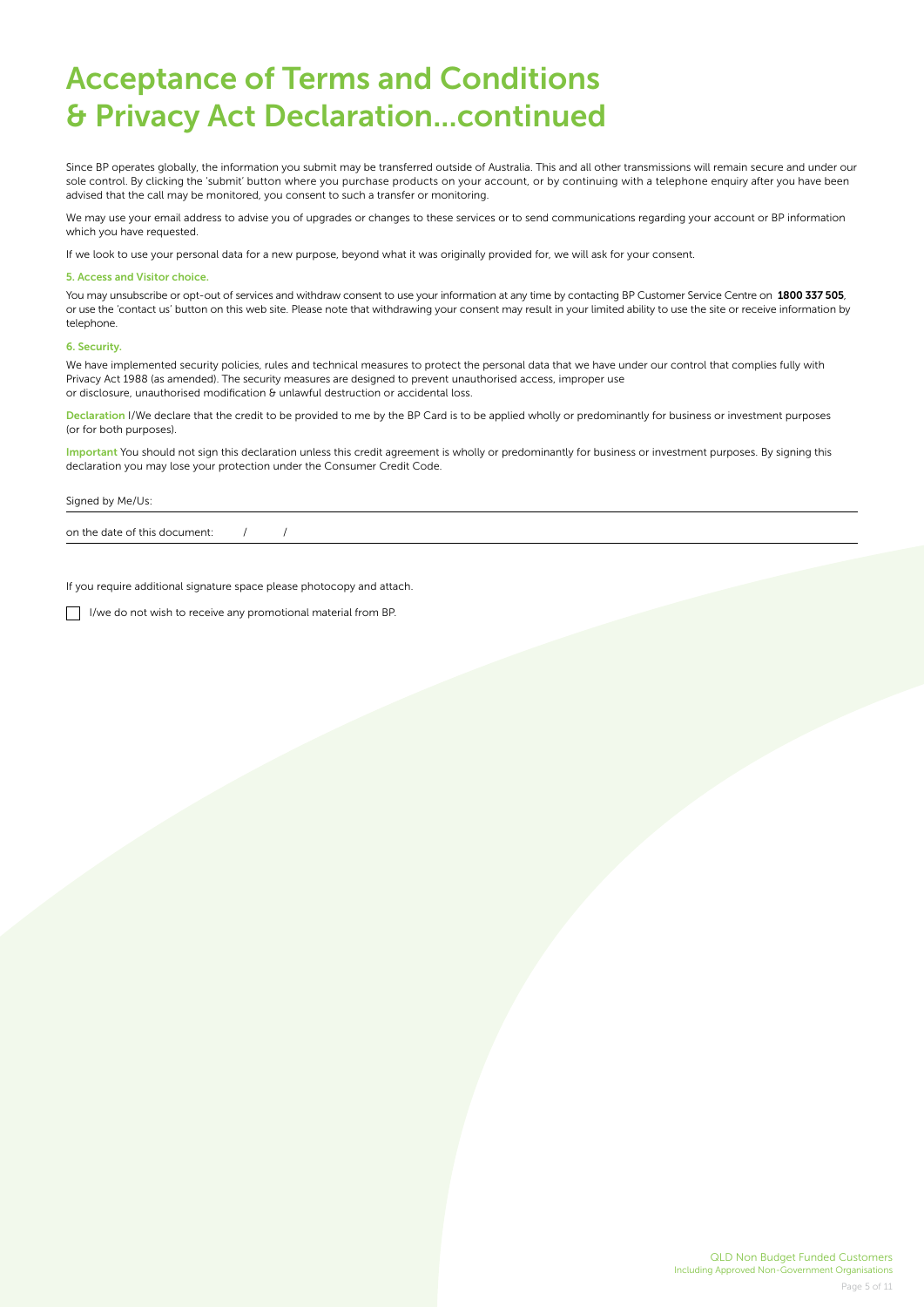# Acceptance of Terms and Conditions & Privacy Act Declaration...continued

Since BP operates globally, the information you submit may be transferred outside of Australia. This and all other transmissions will remain secure and under our sole control. By clicking the 'submit' button where you purchase products on your account, or by continuing with a telephone enquiry after you have been advised that the call may be monitored, you consent to such a transfer or monitoring.

We may use your email address to advise you of upgrades or changes to these services or to send communications regarding your account or BP information which you have requested.

If we look to use your personal data for a new purpose, beyond what it was originally provided for, we will ask for your consent.

### 5. Access and Visitor choice.

You may unsubscribe or opt-out of services and withdraw consent to use your information at any time by contacting BP Customer Service Centre on **1800 337 505**, or use the 'contact us' button on this web site. Please note that withdrawing your consent may result in your limited ability to use the site or receive information by telephone.

### 6. Security.

We have implemented security policies, rules and technical measures to protect the personal data that we have under our control that complies fully with Privacy Act 1988 (as amended). The security measures are designed to prevent unauthorised access, improper use or disclosure, unauthorised modification & unlawful destruction or accidental loss.

**Declaration** I/We declare that the credit to be provided to me by the BP Card is to be applied wholly or predominantly for business or investment purposes (or for both purposes).

**Important** You should not sign this declaration unless this credit agreement is wholly or predominantly for business or investment purposes. By signing this declaration you may lose your protection under the Consumer Credit Code.

Signed by Me/Us: ______________________________

on the date of this document: &nbsp;&nbsp;&nbsp;&nbsp;/ &nbsp;&nbsp;&nbsp;&nbsp;/

If you require additional signature space please photocopy and attach.

☐ I/we do not wish to receive any promotional material from BP.

QLD Non Budget Funded Customers
Including Approved Non-Government Organisations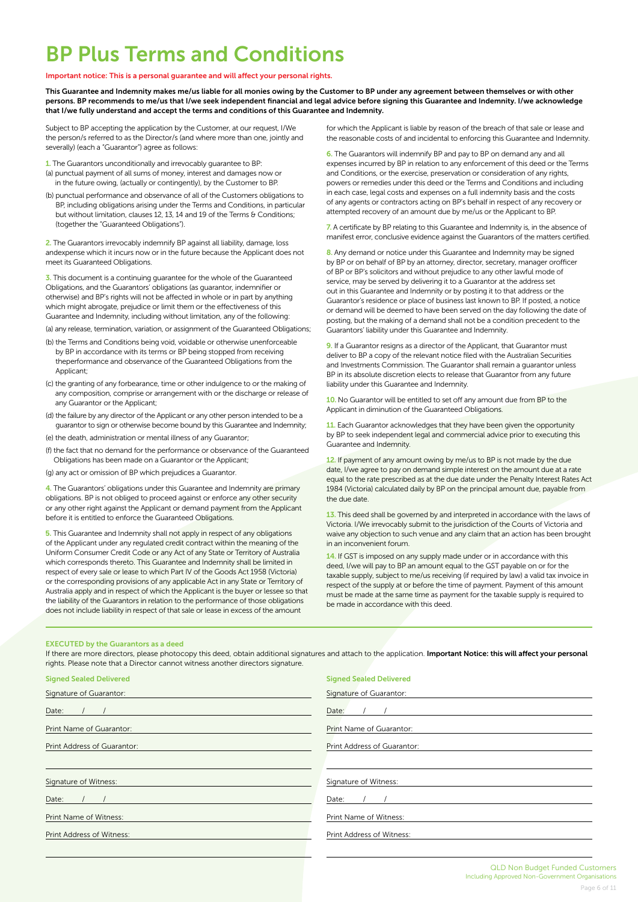# BP Plus Terms and Conditions

**Important notice: This is a personal guarantee and will affect your personal rights.**

**This Guarantee and Indemnity makes me/us liable for all monies owing by the Customer to BP under any agreement between themselves or with other persons. BP recommends to me/us that I/we seek independent financial and legal advice before signing this Guarantee and Indemnity. I/we acknowledge that I/we fully understand and accept the terms and conditions of this Guarantee and Indemnity.**

Subject to BP accepting the application by the Customer, at our request, I/We the person/s referred to as the Director/s (and where more than one, jointly and severally) (each a "Guarantor") agree as follows:

1. The Guarantors unconditionally and irrevocably guarantee to BP:
   (a) punctual payment of all sums of money, interest and damages now or in the future owing, (actually or contingently), by the Customer to BP.
   (b) punctual performance and observance of all of the Customers obligations to BP, including obligations arising under the Terms and Conditions, in particular but without limitation, clauses 12, 13, 14 and 19 of the Terms & Conditions; (together the "Guaranteed Obligations").

2. The Guarantors irrevocably indemnify BP against all liability, damage, loss andexpense which it incurs now or in the future because the Applicant does not meet its Guaranteed Obligations.

3. This document is a continuing guarantee for the whole of the Guaranteed Obligations, and the Guarantors' obligations (as guarantor, indemnifier or otherwise) and BP's rights will not be affected in whole or in part by anything which might abrogate, prejudice or limit them or the effectiveness of this Guarantee and Indemnity, including without limitation, any of the following:
   (a) any release, termination, variation, or assignment of the Guaranteed Obligations;
   (b) the Terms and Conditions being void, voidable or otherwise unenforceable by BP in accordance with its terms or BP being stopped from receiving theperformance and observance of the Guaranteed Obligations from the Applicant;
   (c) the granting of any forbearance, time or other indulgence to or the making of any composition, comprise or arrangement with or the discharge or release of any Guarantor or the Applicant;
   (d) the failure by any director of the Applicant or any other person intended to be a guarantor to sign or otherwise become bound by this Guarantee and Indemnity;
   (e) the death, administration or mental illness of any Guarantor;
   (f) the fact that no demand for the performance or observance of the Guaranteed Obligations has been made on a Guarantor or the Applicant;
   (g) any act or omission of BP which prejudices a Guarantor.

4. The Guarantors' obligations under this Guarantee and Indemnity are primary obligations. BP is not obliged to proceed against or enforce any other security or any other right against the Applicant or demand payment from the Applicant before it is entitled to enforce the Guaranteed Obligations.

5. This Guarantee and Indemnity shall not apply in respect of any obligations of the Applicant under any regulated credit contract within the meaning of the Uniform Consumer Credit Code or any Act of any State or Territory of Australia which corresponds thereto. This Guarantee and Indemnity shall be limited in respect of every sale or lease to which Part IV of the Goods Act 1958 (Victoria) or the corresponding provisions of any applicable Act in any State or Territory of Australia apply and in respect of which the Applicant is the buyer or lessee so that the liability of the Guarantors in relation to the performance of those obligations does not include liability in respect of that sale or lease in excess of the amount for which the Applicant is liable by reason of the breach of that sale or lease and the reasonable costs of and incidental to enforcing this Guarantee and Indemnity.

6. The Guarantors will indemnify BP and pay to BP on demand any and all expenses incurred by BP in relation to any enforcement of this deed or the Terms and Conditions, or the exercise, preservation or consideration of any rights, powers or remedies under this deed or the Terms and Conditions and including in each case, legal costs and expenses on a full indemnity basis and the costs of any agents or contractors acting on BP's behalf in respect of any recovery or attempted recovery of an amount due by me/us or the Applicant to BP.

7. A certificate by BP relating to this Guarantee and Indemnity is, in the absence of manifest error, conclusive evidence against the Guarantors of the matters certified.

8. Any demand or notice under this Guarantee and Indemnity may be signed by BP or on behalf of BP by an attorney, director, secretary, manager orofficer of BP or BP's solicitors and without prejudice to any other lawful mode of service, may be served by delivering it to a Guarantor at the address set out in this Guarantee and Indemnity or by posting it to that address or the Guarantor's residence or place of business last known to BP. If posted, a notice or demand will be deemed to have been served on the day following the date of posting, but the making of a demand shall not be a condition precedent to the Guarantors' liability under this Guarantee and Indemnity.

9. If a Guarantor resigns as a director of the Applicant, that Guarantor must deliver to BP a copy of the relevant notice filed with the Australian Securities and Investments Commission. The Guarantor shall remain a guarantor unless BP in its absolute discretion elects to release that Guarantor from any future liability under this Guarantee and Indemnity.

10. No Guarantor will be entitled to set off any amount due from BP to the Applicant in diminution of the Guaranteed Obligations.

11. Each Guarantor acknowledges that they have been given the opportunity by BP to seek independent legal and commercial advice prior to executing this Guarantee and Indemnity.

12. If payment of any amount owing by me/us to BP is not made by the due date, I/we agree to pay on demand simple interest on the amount due at a rate equal to the rate prescribed as at the due date under the Penalty Interest Rates Act 1984 (Victoria) calculated daily by BP on the principal amount due, payable from the due date.

13. This deed shall be governed by and interpreted in accordance with the laws of Victoria. I/We irrevocably submit to the jurisdiction of the Courts of Victoria and waive any objection to such venue and any claim that an action has been brought in an inconvenient forum.

14. If GST is imposed on any supply made under or in accordance with this deed, I/we will pay to BP an amount equal to the GST payable on or for the taxable supply, subject to me/us receiving (if required by law) a valid tax invoice in respect of the supply at or before the time of payment. Payment of this amount must be made at the same time as payment for the taxable supply is required to be made in accordance with this deed.

**EXECUTED by the Guarantors as a deed**

If there are more directors, please photocopy this deed, obtain additional signatures and attach to the application. **Important Notice: this will affect your personal rights.** Please note that a Director cannot witness another directors signature.

**Signed Sealed Delivered**

Signature of Guarantor: ____________________

Date: / /

Print Name of Guarantor: ____________________

Print Address of Guarantor: ____________________

____________________

Signature of Witness: ____________________

Date: / /

Print Name of Witness: ____________________

Print Address of Witness: ____________________

____________________

**Signed Sealed Delivered**

Signature of Guarantor: ____________________

Date: / /

Print Name of Guarantor: ____________________

Print Address of Guarantor: ____________________

____________________

Signature of Witness: ____________________

Date: / /

Print Name of Witness: ____________________

Print Address of Witness: ____________________

____________________

QLD Non Budget Funded Customers
Including Approved Non-Government Organisations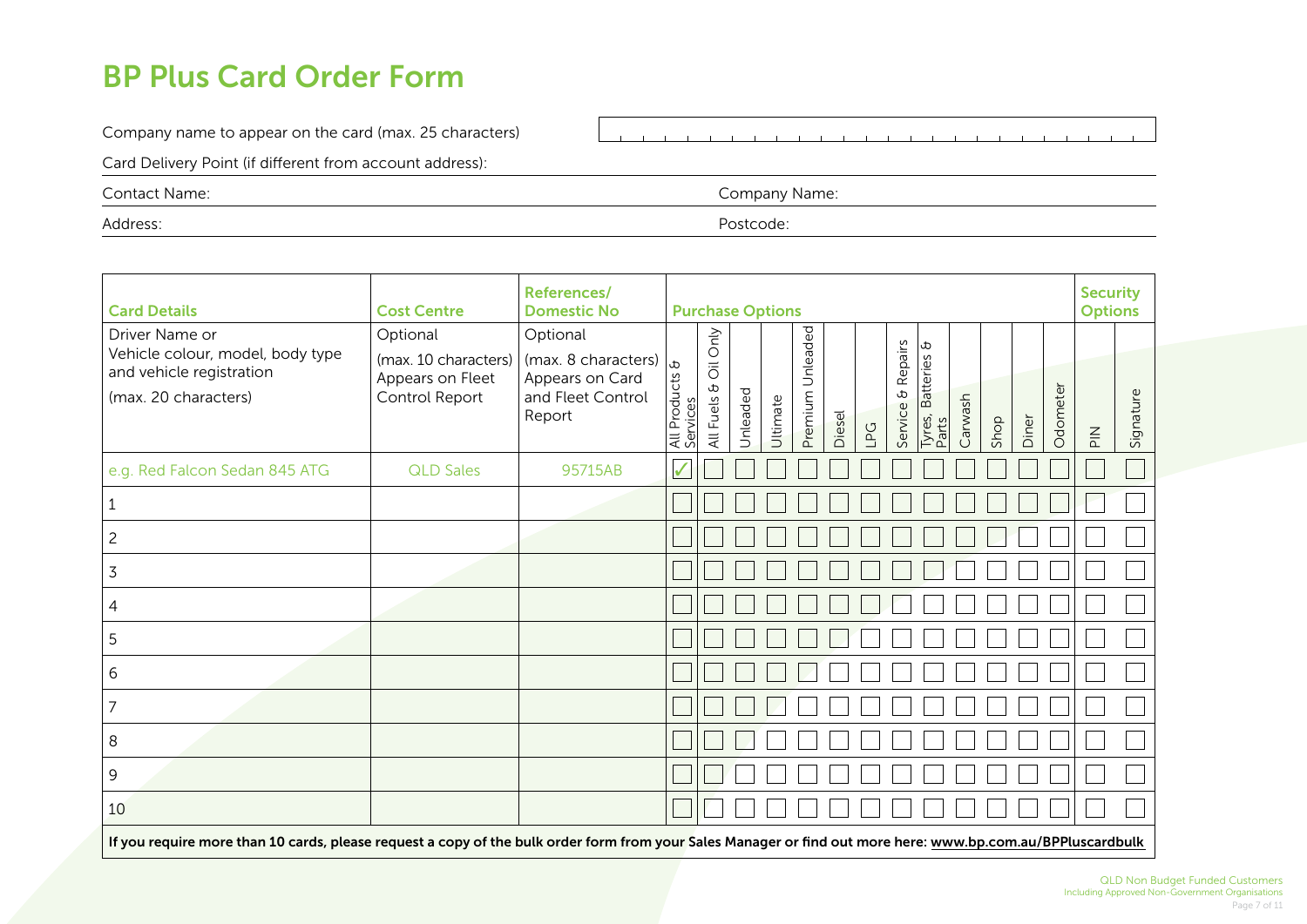# BP Plus Card Order Form

Company name to appear on the card (max. 25 characters)

Card Delivery Point (if different from account address):

Contact Name: Company Name:

Address: Postcode:

| Card Details | Cost Centre | References/ Domestic No | Purchase Options | | | | | | | | | | | | | | Security Options | |
|---|---|---|---|---|---|---|---|---|---|---|---|---|---|---|---|---|---|---|
| Driver Name or Vehicle colour, model, body type and vehicle registration (max. 20 characters) | Optional (max. 10 characters) Appears on Fleet Control Report | Optional (max. 8 characters) Appears on Card and Fleet Control Report | All Products & Services | All Fuels & Oil Only | Unleaded | Ultimate | Premium Unleaded | Diesel | LPG | Service & Repairs | Tyres, Batteries & Parts | Carwash | Shop | Diner | Odometer | | PIN | Signature |
| e.g. Red Falcon Sedan 845 ATG | QLD Sales | 95715AB | ✓ | | | | | | | | | | | | | | | |
| 1 | | | | | | | | | | | | | | | | | | |
| 2 | | | | | | | | | | | | | | | | | | |
| 3 | | | | | | | | | | | | | | | | | | |
| 4 | | | | | | | | | | | | | | | | | | |
| 5 | | | | | | | | | | | | | | | | | | |
| 6 | | | | | | | | | | | | | | | | | | |
| 7 | | | | | | | | | | | | | | | | | | |
| 8 | | | | | | | | | | | | | | | | | | |
| 9 | | | | | | | | | | | | | | | | | | |
| 10 | | | | | | | | | | | | | | | | | | |

**If you require more than 10 cards, please request a copy of the bulk order form from your Sales Manager or find out more here: www.bp.com.au/BPPluscardbulk**

QLD Non Budget Funded Customers
Including Approved Non-Government Organisations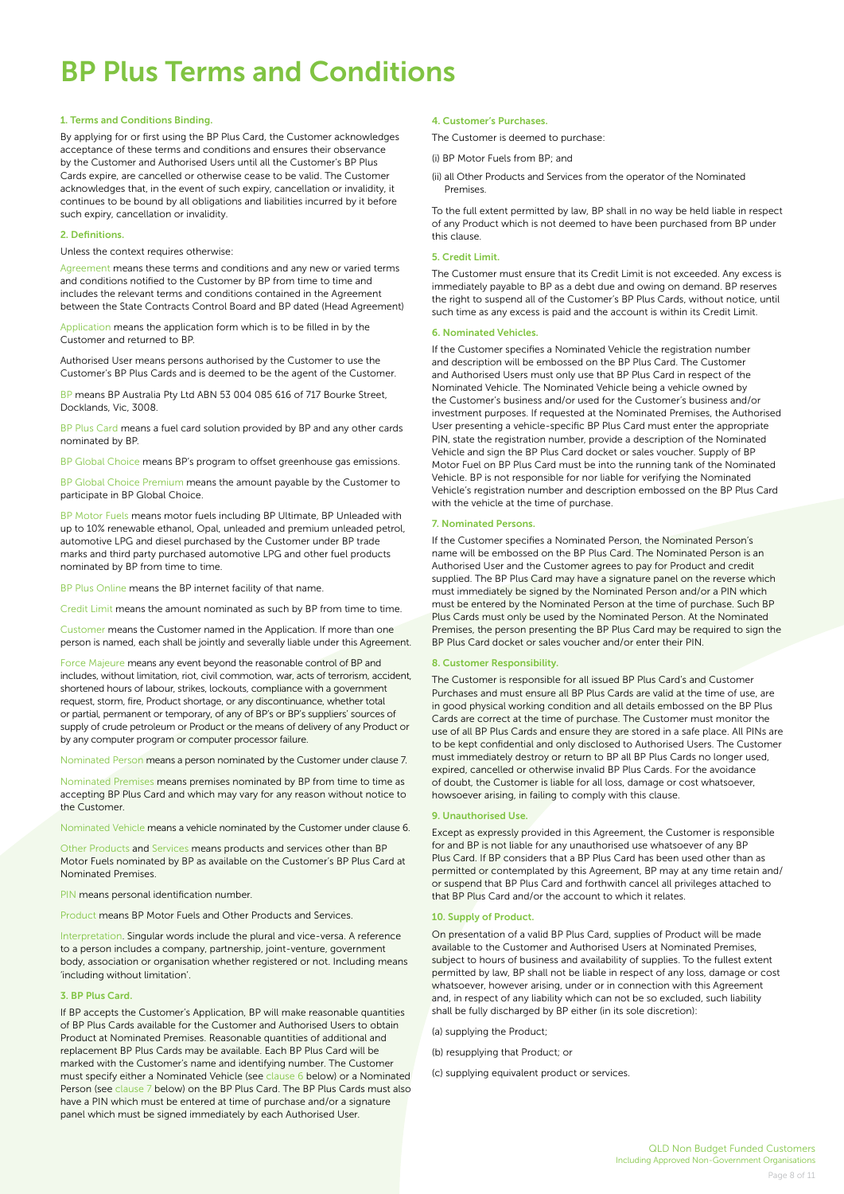# BP Plus Terms and Conditions

## 1. Terms and Conditions Binding.

By applying for or first using the BP Plus Card, the Customer acknowledges acceptance of these terms and conditions and ensures their observance by the Customer and Authorised Users until all the Customer's BP Plus Cards expire, are cancelled or otherwise cease to be valid. The Customer acknowledges that, in the event of such expiry, cancellation or invalidity, it continues to be bound by all obligations and liabilities incurred by it before such expiry, cancellation or invalidity.

## 2. Definitions.

Unless the context requires otherwise:

Agreement means these terms and conditions and any new or varied terms and conditions notified to the Customer by BP from time to time and includes the relevant terms and conditions contained in the Agreement between the State Contracts Control Board and BP dated (Head Agreement)

Application means the application form which is to be filled in by the Customer and returned to BP.

Authorised User means persons authorised by the Customer to use the Customer's BP Plus Cards and is deemed to be the agent of the Customer.

BP means BP Australia Pty Ltd ABN 53 004 085 616 of 717 Bourke Street, Docklands, Vic, 3008.

BP Plus Card means a fuel card solution provided by BP and any other cards nominated by BP.

BP Global Choice means BP's program to offset greenhouse gas emissions.

BP Global Choice Premium means the amount payable by the Customer to participate in BP Global Choice.

BP Motor Fuels means motor fuels including BP Ultimate, BP Unleaded with up to 10% renewable ethanol, Opal, unleaded and premium unleaded petrol, automotive LPG and diesel purchased by the Customer under BP trade marks and third party purchased automotive LPG and other fuel products nominated by BP from time to time.

BP Plus Online means the BP internet facility of that name.

Credit Limit means the amount nominated as such by BP from time to time.

Customer means the Customer named in the Application. If more than one person is named, each shall be jointly and severally liable under this Agreement.

Force Majeure means any event beyond the reasonable control of BP and includes, without limitation, riot, civil commotion, war, acts of terrorism, accident, shortened hours of labour, strikes, lockouts, compliance with a government request, storm, fire, Product shortage, or any discontinuance, whether total or partial, permanent or temporary, of any of BP's or BP's suppliers' sources of supply of crude petroleum or Product or the means of delivery of any Product or by any computer program or computer processor failure.

Nominated Person means a person nominated by the Customer under clause 7.

Nominated Premises means premises nominated by BP from time to time as accepting BP Plus Card and which may vary for any reason without notice to the Customer.

Nominated Vehicle means a vehicle nominated by the Customer under clause 6.

Other Products and Services means products and services other than BP Motor Fuels nominated by BP as available on the Customer's BP Plus Card at Nominated Premises.

PIN means personal identification number.

Product means BP Motor Fuels and Other Products and Services.

Interpretation. Singular words include the plural and vice-versa. A reference to a person includes a company, partnership, joint-venture, government body, association or organisation whether registered or not. Including means 'including without limitation'.

## 3. BP Plus Card.

If BP accepts the Customer's Application, BP will make reasonable quantities of BP Plus Cards available for the Customer and Authorised Users to obtain Product at Nominated Premises. Reasonable quantities of additional and replacement BP Plus Cards may be available. Each BP Plus Card will be marked with the Customer's name and identifying number. The Customer must specify either a Nominated Vehicle (see clause 6 below) or a Nominated Person (see clause 7 below) on the BP Plus Card. The BP Plus Cards must also have a PIN which must be entered at time of purchase and/or a signature panel which must be signed immediately by each Authorised User.

## 4. Customer's Purchases.

The Customer is deemed to purchase:

(i) BP Motor Fuels from BP; and

(ii) all Other Products and Services from the operator of the Nominated Premises.

To the full extent permitted by law, BP shall in no way be held liable in respect of any Product which is not deemed to have been purchased from BP under this clause.

## 5. Credit Limit.

The Customer must ensure that its Credit Limit is not exceeded. Any excess is immediately payable to BP as a debt due and owing on demand. BP reserves the right to suspend all of the Customer's BP Plus Cards, without notice, until such time as any excess is paid and the account is within its Credit Limit.

## 6. Nominated Vehicles.

If the Customer specifies a Nominated Vehicle the registration number and description will be embossed on the BP Plus Card. The Customer and Authorised Users must only use that BP Plus Card in respect of the Nominated Vehicle. The Nominated Vehicle being a vehicle owned by the Customer's business and/or used for the Customer's business and/or investment purposes. If requested at the Nominated Premises, the Authorised User presenting a vehicle-specific BP Plus Card must enter the appropriate PIN, state the registration number, provide a description of the Nominated Vehicle and sign the BP Plus Card docket or sales voucher. Supply of BP Motor Fuel on BP Plus Card must be into the running tank of the Nominated Vehicle. BP is not responsible for nor liable for verifying the Nominated Vehicle's registration number and description embossed on the BP Plus Card with the vehicle at the time of purchase.

## 7. Nominated Persons.

If the Customer specifies a Nominated Person, the Nominated Person's name will be embossed on the BP Plus Card. The Nominated Person is an Authorised User and the Customer agrees to pay for Product and credit supplied. The BP Plus Card may have a signature panel on the reverse which must immediately be signed by the Nominated Person and/or a PIN which must be entered by the Nominated Person at the time of purchase. Such BP Plus Cards must only be used by the Nominated Person. At the Nominated Premises, the person presenting the BP Plus Card may be required to sign the BP Plus Card docket or sales voucher and/or enter their PIN.

## 8. Customer Responsibility.

The Customer is responsible for all issued BP Plus Card's and Customer Purchases and must ensure all BP Plus Cards are valid at the time of use, are in good physical working condition and all details embossed on the BP Plus Cards are correct at the time of purchase. The Customer must monitor the use of all BP Plus Cards and ensure they are stored in a safe place. All PINs are to be kept confidential and only disclosed to Authorised Users. The Customer must immediately destroy or return to BP all BP Plus Cards no longer used, expired, cancelled or otherwise invalid BP Plus Cards. For the avoidance of doubt, the Customer is liable for all loss, damage or cost whatsoever, howsoever arising, in failing to comply with this clause.

## 9. Unauthorised Use.

Except as expressly provided in this Agreement, the Customer is responsible for and BP is not liable for any unauthorised use whatsoever of any BP Plus Card. If BP considers that a BP Plus Card has been used other than as permitted or contemplated by this Agreement, BP may at any time retain and/or suspend that BP Plus Card and forthwith cancel all privileges attached to that BP Plus Card and/or the account to which it relates.

## 10. Supply of Product.

On presentation of a valid BP Plus Card, supplies of Product will be made available to the Customer and Authorised Users at Nominated Premises, subject to hours of business and availability of supplies. To the fullest extent permitted by law, BP shall not be liable in respect of any loss, damage or cost whatsoever, however arising, under or in connection with this Agreement and, in respect of any liability which can not be so excluded, such liability shall be fully discharged by BP either (in its sole discretion):

(a) supplying the Product;

(b) resupplying that Product; or

(c) supplying equivalent product or services.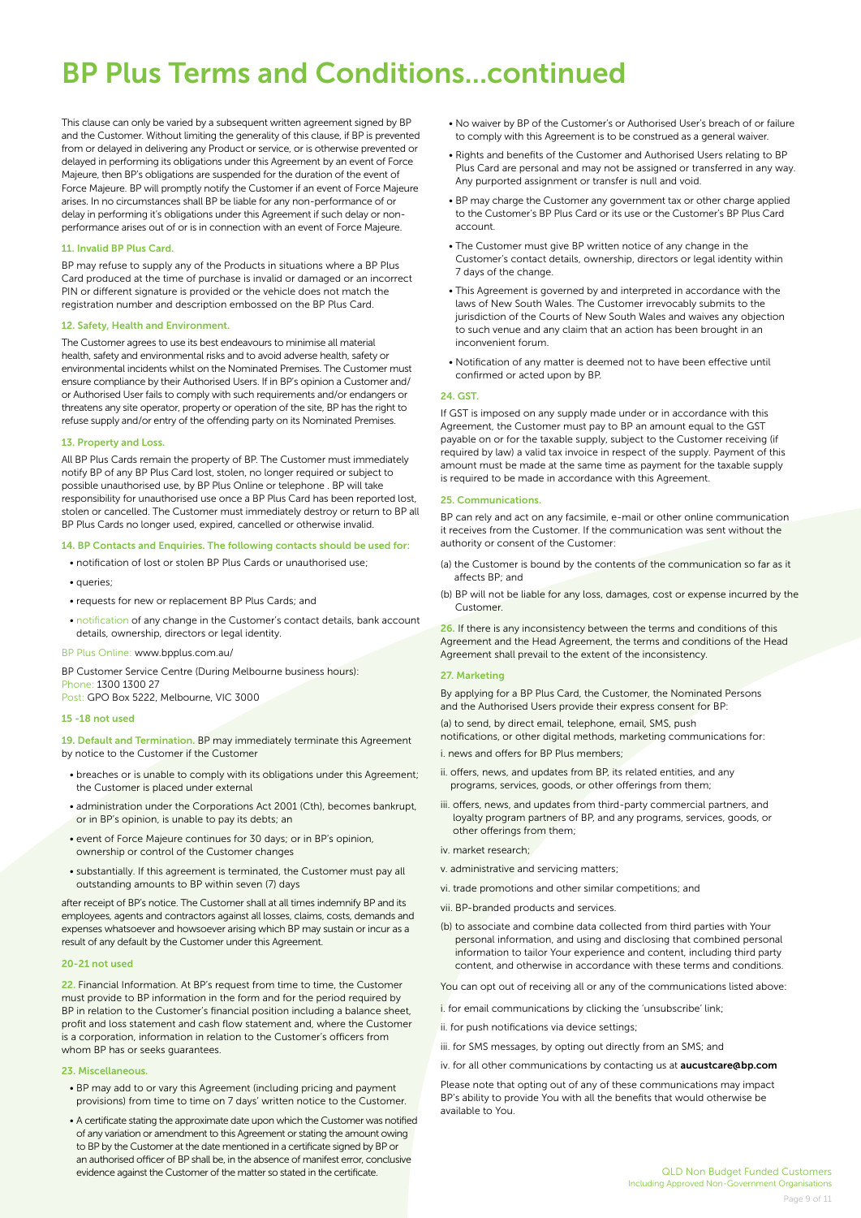# BP Plus Terms and Conditions...continued

This clause can only be varied by a subsequent written agreement signed by BP and the Customer. Without limiting the generality of this clause, if BP is prevented from or delayed in delivering any Product or service, or is otherwise prevented or delayed in performing its obligations under this Agreement by an event of Force Majeure, then BP's obligations are suspended for the duration of the event of Force Majeure. BP will promptly notify the Customer if an event of Force Majeure arises. In no circumstances shall BP be liable for any non-performance of or delay in performing it's obligations under this Agreement if such delay or non-performance arises out of or is in connection with an event of Force Majeure.

### 11. Invalid BP Plus Card.

BP may refuse to supply any of the Products in situations where a BP Plus Card produced at the time of purchase is invalid or damaged or an incorrect PIN or different signature is provided or the vehicle does not match the registration number and description embossed on the BP Plus Card.

### 12. Safety, Health and Environment.

The Customer agrees to use its best endeavours to minimise all material health, safety and environmental risks and to avoid adverse health, safety or environmental incidents whilst on the Nominated Premises. The Customer must ensure compliance by their Authorised Users. If in BP's opinion a Customer and/or Authorised User fails to comply with such requirements and/or endangers or threatens any site operator, property or operation of the site, BP has the right to refuse supply and/or entry of the offending party on its Nominated Premises.

### 13. Property and Loss.

All BP Plus Cards remain the property of BP. The Customer must immediately notify BP of any BP Plus Card lost, stolen, no longer required or subject to possible unauthorised use, by BP Plus Online or telephone . BP will take responsibility for unauthorised use once a BP Plus Card has been reported lost, stolen or cancelled. The Customer must immediately destroy or return to BP all BP Plus Cards no longer used, expired, cancelled or otherwise invalid.

### 14. BP Contacts and Enquiries. The following contacts should be used for:

- notification of lost or stolen BP Plus Cards or unauthorised use;
- queries;
- requests for new or replacement BP Plus Cards; and
- notification of any change in the Customer's contact details, bank account details, ownership, directors or legal identity.

BP Plus Online: www.bpplus.com.au/

BP Customer Service Centre (During Melbourne business hours):
Phone: 1300 1300 27
Post: GPO Box 5222, Melbourne, VIC 3000

### 15 -18 not used

**19. Default and Termination.** BP may immediately terminate this Agreement by notice to the Customer if the Customer

- breaches or is unable to comply with its obligations under this Agreement; the Customer is placed under external
- administration under the Corporations Act 2001 (Cth), becomes bankrupt, or in BP's opinion, is unable to pay its debts; an
- event of Force Majeure continues for 30 days; or in BP's opinion, ownership or control of the Customer changes
- substantially. If this agreement is terminated, the Customer must pay all outstanding amounts to BP within seven (7) days

after receipt of BP's notice. The Customer shall at all times indemnify BP and its employees, agents and contractors against all losses, claims, costs, demands and expenses whatsoever and howsoever arising which BP may sustain or incur as a result of any default by the Customer under this Agreement.

### 20-21 not used

**22.** Financial Information. At BP's request from time to time, the Customer must provide to BP information in the form and for the period required by BP in relation to the Customer's financial position including a balance sheet, profit and loss statement and cash flow statement and, where the Customer is a corporation, information in relation to the Customer's officers from whom BP has or seeks guarantees.

### 23. Miscellaneous.

- BP may add to or vary this Agreement (including pricing and payment provisions) from time to time on 7 days' written notice to the Customer.
- A certificate stating the approximate date upon which the Customer was notified of any variation or amendment to this Agreement or stating the amount owing to BP by the Customer at the date mentioned in a certificate signed by BP or an authorised officer of BP shall be, in the absence of manifest error, conclusive evidence against the Customer of the matter so stated in the certificate.
- No waiver by BP of the Customer's or Authorised User's breach of or failure to comply with this Agreement is to be construed as a general waiver.
- Rights and benefits of the Customer and Authorised Users relating to BP Plus Card are personal and may not be assigned or transferred in any way. Any purported assignment or transfer is null and void.
- BP may charge the Customer any government tax or other charge applied to the Customer's BP Plus Card or its use or the Customer's BP Plus Card account.
- The Customer must give BP written notice of any change in the Customer's contact details, ownership, directors or legal identity within 7 days of the change.
- This Agreement is governed by and interpreted in accordance with the laws of New South Wales. The Customer irrevocably submits to the jurisdiction of the Courts of New South Wales and waives any objection to such venue and any claim that an action has been brought in an inconvenient forum.
- Notification of any matter is deemed not to have been effective until confirmed or acted upon by BP.

### 24. GST.

If GST is imposed on any supply made under or in accordance with this Agreement, the Customer must pay to BP an amount equal to the GST payable on or for the taxable supply, subject to the Customer receiving (if required by law) a valid tax invoice in respect of the supply. Payment of this amount must be made at the same time as payment for the taxable supply is required to be made in accordance with this Agreement.

### 25. Communications.

BP can rely and act on any facsimile, e-mail or other online communication it receives from the Customer. If the communication was sent without the authority or consent of the Customer:

(a) the Customer is bound by the contents of the communication so far as it affects BP; and

(b) BP will not be liable for any loss, damages, cost or expense incurred by the Customer.

**26.** If there is any inconsistency between the terms and conditions of this Agreement and the Head Agreement, the terms and conditions of the Head Agreement shall prevail to the extent of the inconsistency.

### 27. Marketing

By applying for a BP Plus Card, the Customer, the Nominated Persons and the Authorised Users provide their express consent for BP:

(a) to send, by direct email, telephone, email, SMS, push notifications, or other digital methods, marketing communications for:

i. news and offers for BP Plus members;

ii. offers, news, and updates from BP, its related entities, and any programs, services, goods, or other offerings from them;

iii. offers, news, and updates from third-party commercial partners, and loyalty program partners of BP, and any programs, services, goods, or other offerings from them;

iv. market research;

v. administrative and servicing matters;

vi. trade promotions and other similar competitions; and

vii. BP-branded products and services.

(b) to associate and combine data collected from third parties with Your personal information, and using and disclosing that combined personal information to tailor Your experience and content, including third party content, and otherwise in accordance with these terms and conditions.

You can opt out of receiving all or any of the communications listed above:

i. for email communications by clicking the 'unsubscribe' link;

ii. for push notifications via device settings;

iii. for SMS messages, by opting out directly from an SMS; and

iv. for all other communications by contacting us at **aucustcare@bp.com**

Please note that opting out of any of these communications may impact BP's ability to provide You with all the benefits that would otherwise be available to You.

QLD Non Budget Funded Customers
Including Approved Non-Government Organisations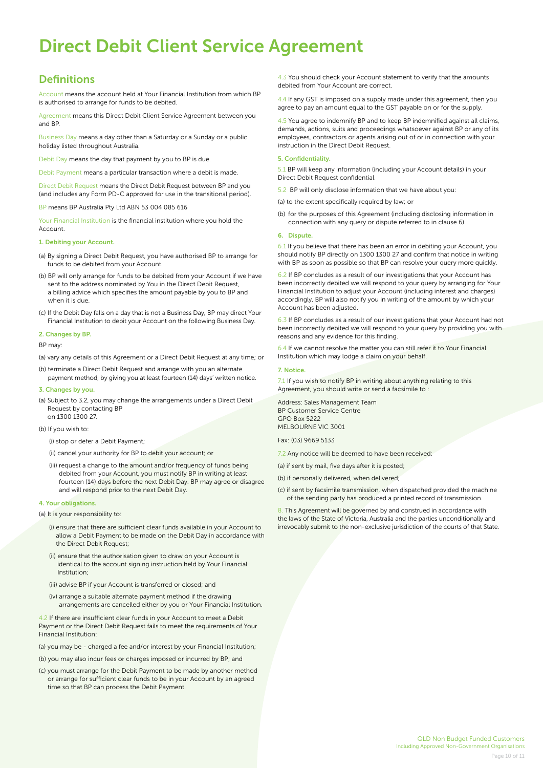# Direct Debit Client Service Agreement

## Definitions

Account means the account held at Your Financial Institution from which BP is authorised to arrange for funds to be debited.

Agreement means this Direct Debit Client Service Agreement between you and BP.

Business Day means a day other than a Saturday or a Sunday or a public holiday listed throughout Australia.

Debit Day means the day that payment by you to BP is due.

Debit Payment means a particular transaction where a debit is made.

Direct Debit Request means the Direct Debit Request between BP and you (and includes any Form PD-C approved for use in the transitional period).

BP means BP Australia Pty Ltd ABN 53 004 085 616

Your Financial Institution is the financial institution where you hold the Account.

**1. Debiting your Account.**

(a) By signing a Direct Debit Request, you have authorised BP to arrange for funds to be debited from your Account.

(b) BP will only arrange for funds to be debited from your Account if we have sent to the address nominated by You in the Direct Debit Request, a billing advice which specifies the amount payable by you to BP and when it is due.

(c) If the Debit Day falls on a day that is not a Business Day, BP may direct Your Financial Institution to debit your Account on the following Business Day.

**2. Changes by BP.**

BP may:

(a) vary any details of this Agreement or a Direct Debit Request at any time; or

(b) terminate a Direct Debit Request and arrange with you an alternate payment method, by giving you at least fourteen (14) days' written notice.

**3. Changes by you.**

(a) Subject to 3.2, you may change the arrangements under a Direct Debit Request by contacting BP on 1300 1300 27.

(b) If you wish to:

(i) stop or defer a Debit Payment;

(ii) cancel your authority for BP to debit your account; or

(iii) request a change to the amount and/or frequency of funds being debited from your Account, you must notify BP in writing at least fourteen (14) days before the next Debit Day. BP may agree or disagree and will respond prior to the next Debit Day.

**4. Your obligations.**

(a) It is your responsibility to:

(i) ensure that there are sufficient clear funds available in your Account to allow a Debit Payment to be made on the Debit Day in accordance with the Direct Debit Request;

(ii) ensure that the authorisation given to draw on your Account is identical to the account signing instruction held by Your Financial Institution;

(iii) advise BP if your Account is transferred or closed; and

(iv) arrange a suitable alternate payment method if the drawing arrangements are cancelled either by you or Your Financial Institution.

4.2 If there are insufficient clear funds in your Account to meet a Debit Payment or the Direct Debit Request fails to meet the requirements of Your Financial Institution:

(a) you may be - charged a fee and/or interest by your Financial Institution;

(b) you may also incur fees or charges imposed or incurred by BP; and

(c) you must arrange for the Debit Payment to be made by another method or arrange for sufficient clear funds to be in your Account by an agreed time so that BP can process the Debit Payment.

4.3 You should check your Account statement to verify that the amounts debited from Your Account are correct.

4.4 If any GST is imposed on a supply made under this agreement, then you agree to pay an amount equal to the GST payable on or for the supply.

4.5 You agree to indemnify BP and to keep BP indemnified against all claims, demands, actions, suits and proceedings whatsoever against BP or any of its employees, contractors or agents arising out of or in connection with your instruction in the Direct Debit Request.

**5. Confidentiality.**

5.1 BP will keep any information (including your Account details) in your Direct Debit Request confidential.

5.2 BP will only disclose information that we have about you:

(a) to the extent specifically required by law; or

(b) for the purposes of this Agreement (including disclosing information in connection with any query or dispute referred to in clause 6).

**6. Dispute.**

6.1 If you believe that there has been an error in debiting your Account, you should notify BP directly on 1300 1300 27 and confirm that notice in writing with BP as soon as possible so that BP can resolve your query more quickly.

6.2 If BP concludes as a result of our investigations that your Account has been incorrectly debited we will respond to your query by arranging for Your Financial Institution to adjust your Account (including interest and charges) accordingly. BP will also notify you in writing of the amount by which your Account has been adjusted.

6.3 If BP concludes as a result of our investigations that your Account had not been incorrectly debited we will respond to your query by providing you with reasons and any evidence for this finding.

6.4 If we cannot resolve the matter you can still refer it to Your Financial Institution which may lodge a claim on your behalf.

**7. Notice.**

7.1 If you wish to notify BP in writing about anything relating to this Agreement, you should write or send a facsimile to :

Address: Sales Management Team
BP Customer Service Centre
GPO Box 5222
MELBOURNE VIC 3001

Fax: (03) 9669 5133

7.2 Any notice will be deemed to have been received:

(a) if sent by mail, five days after it is posted;

(b) if personally delivered, when delivered;

(c) if sent by facsimile transmission, when dispatched provided the machine of the sending party has produced a printed record of transmission.

8. This Agreement will be governed by and construed in accordance with the laws of the State of Victoria, Australia and the parties unconditionally and irrevocably submit to the non-exclusive jurisdiction of the courts of that State.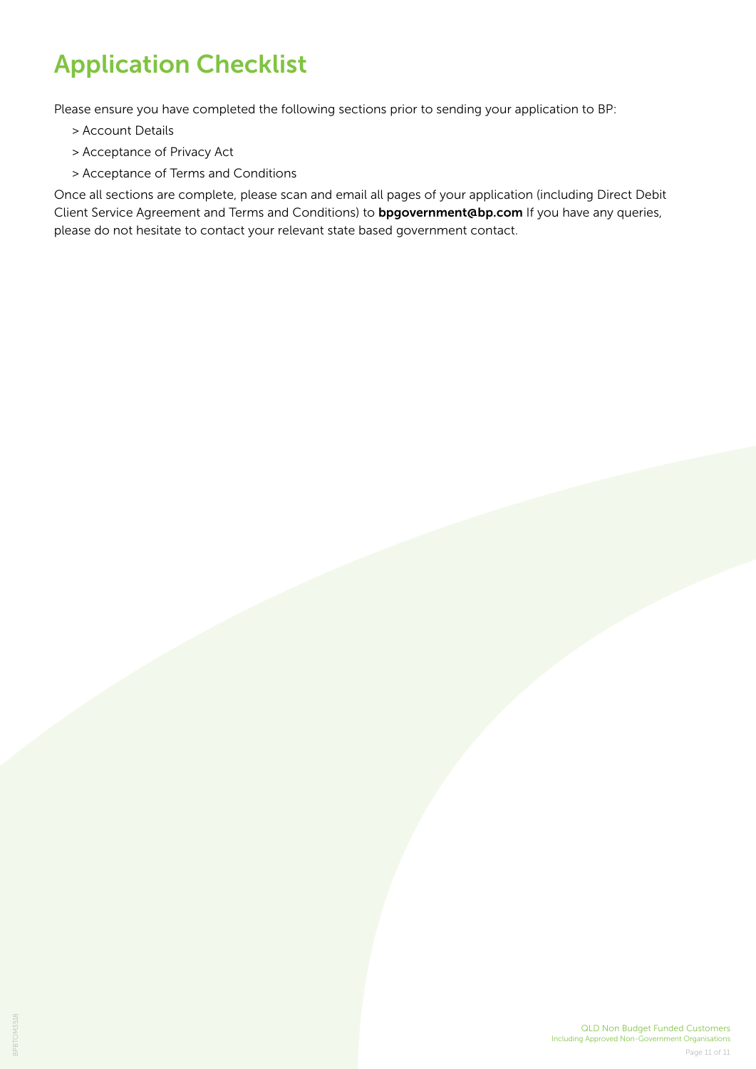# Application Checklist

Please ensure you have completed the following sections prior to sending your application to BP:

> Account Details

> Acceptance of Privacy Act

> Acceptance of Terms and Conditions

Once all sections are complete, please scan and email all pages of your application (including Direct Debit Client Service Agreement and Terms and Conditions) to **bpgovernment@bp.com** If you have any queries, please do not hesitate to contact your relevant state based government contact.